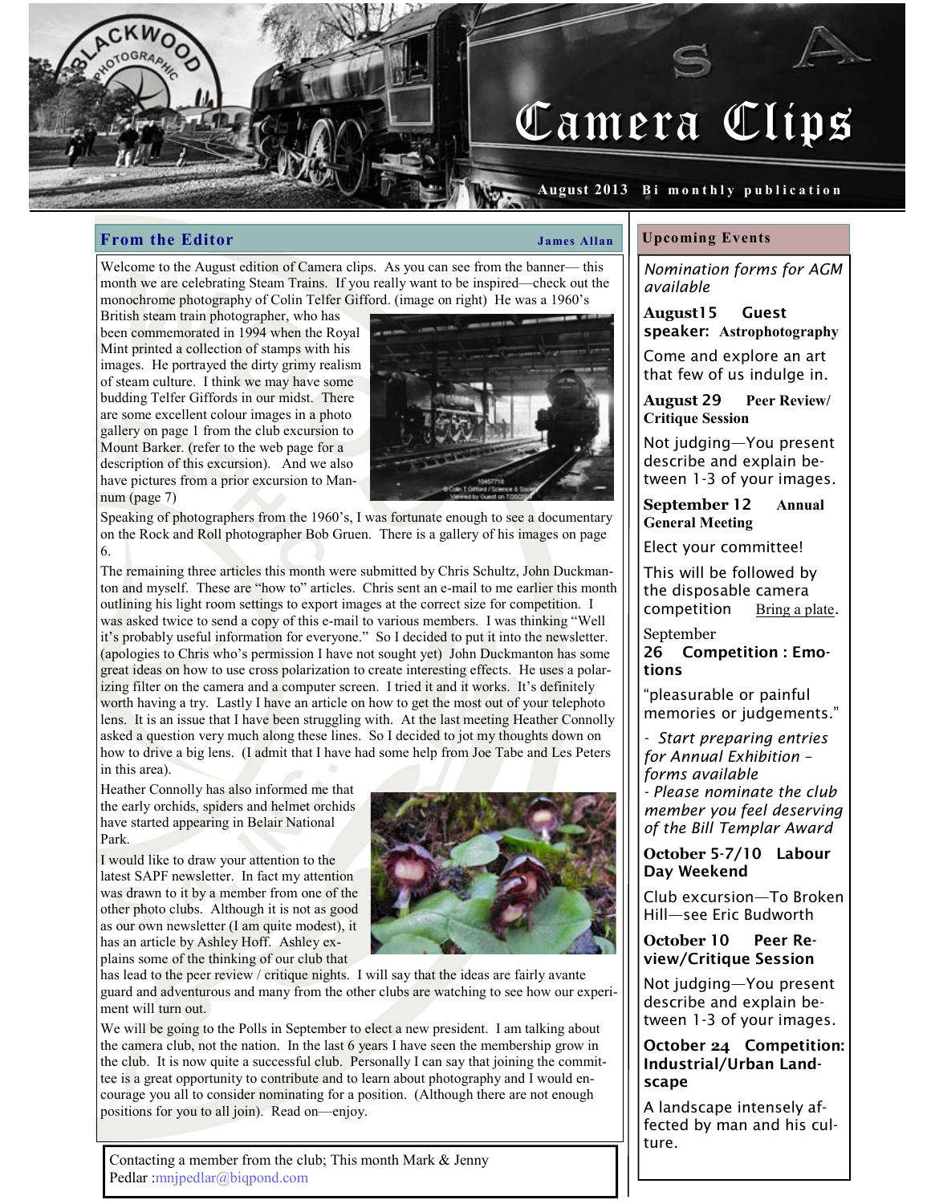# Camera Clips

**August 2013 Bi monthly publication**

## From the Editor

**James Allan**

Welcome to the August edition of Camera clips. As you can see from the banner— this month we are celebrating Steam Trains. If you really want to be inspired—check out the monochrome photography of Colin Telfer Gifford. (image on right) He was a 1960's British steam train photographer, who has been commemorated in 1994 when the Royal Mint printed a collection of stamps with his images. He portrayed the dirty grimy realism of steam culture. I think we may have some budding Telfer Giffords in our midst. There are some excellent colour images in a photo gallery on page 1 from the club excursion to Mount Barker. (refer to the web page for a description of this excursion). And we also have pictures from a prior excursion to Mannum (page 7)

Speaking of photographers from the 1960's, I was fortunate enough to see a documentary on the Rock and Roll photographer Bob Gruen. There is a gallery of his images on page 6.

The remaining three articles this month were submitted by Chris Schultz, John Duckmanton and myself. These are "how to" articles. Chris sent an e-mail to me earlier this month outlining his light room settings to export images at the correct size for competition. I was asked twice to send a copy of this e-mail to various members. I was thinking "Well it's probably useful information for everyone." So I decided to put it into the newsletter. (apologies to Chris who's permission I have not sought yet) John Duckmanton has some great ideas on how to use cross polarization to create interesting effects. He uses a polarizing filter on the camera and a computer screen. I tried it and it works. It's definitely worth having a try. Lastly I have an article on how to get the most out of your telephoto lens. It is an issue that I have been struggling with. At the last meeting Heather Connolly asked a question very much along these lines. So I decided to jot my thoughts down on how to drive a big lens. (I admit that I have had some help from Joe Tabe and Les Peters in this area).

Heather Connolly has also informed me that the early orchids, spiders and helmet orchids have started appearing in Belair National Park.

I would like to draw your attention to the latest SAPF newsletter. In fact my attention was drawn to it by a member from one of the other photo clubs. Although it is not as good as our own newsletter (I am quite modest), it has an article by Ashley Hoff. Ashley explains some of the thinking of our club that has lead to the peer review / critique nights. I will say that the ideas are fairly avante guard and adventurous and many from the other clubs are watching to see how our experiment will turn out.

We will be going to the Polls in September to elect a new president. I am talking about the camera club, not the nation. In the last 6 years I have seen the membership grow in the club. It is now quite a successful club. Personally I can say that joining the committee is a great opportunity to contribute and to learn about photography and I would encourage you all to consider nominating for a position. (Although there are not enough positions for you to all join). Read on—enjoy.

Contacting a member from the club; This month Mark & Jenny Pedlar :mnjpedlar@biqpond.com

## Upcoming Events

*Nomination forms for AGM available*

**August15 Guest speaker: Astrophotography**

Come and explore an art that few of us indulge in.

**August 29 Peer Review/ Critique Session**

Not judging—You present describe and explain between 1-3 of your images.

**September 12 Annual General Meeting**

Elect your committee!

This will be followed by the disposable camera competition Bring a plate.

**September 26 Competition : Emotions**

"pleasurable or painful memories or judgements."

*- Start preparing entries for Annual Exhibition – forms available*

*- Please nominate the club member you feel deserving of the Bill Templar Award*

**October 5-7/10 Labour Day Weekend**

Club excursion—To Broken Hill—see Eric Budworth

**October 10 Peer Review/Critique Session**

Not judging—You present describe and explain between 1-3 of your images.

**October 24 Competition: Industrial/Urban Landscape**

A landscape intensely affected by man and his culture.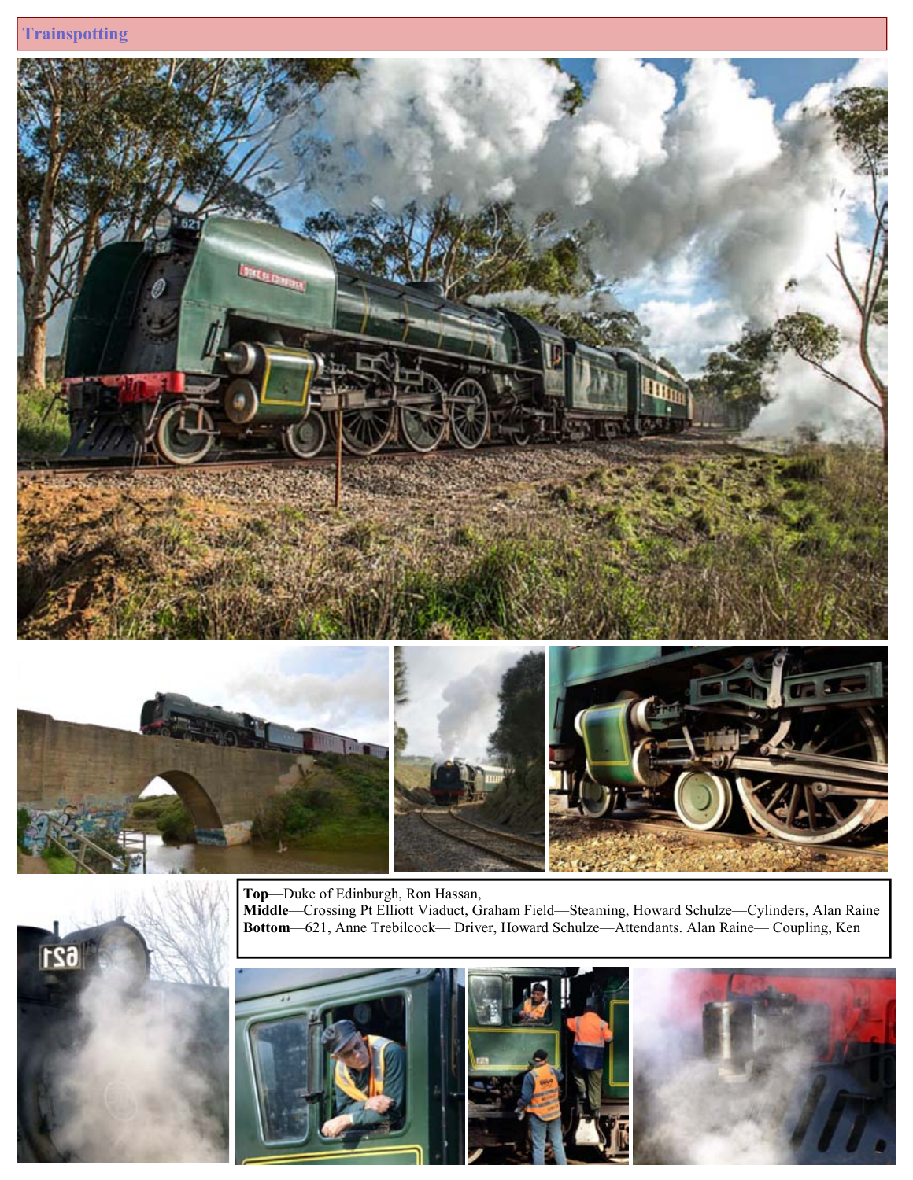# Trainspotting

**Top**—Duke of Edinburgh, Ron Hassan,
**Middle**—Crossing Pt Elliott Viaduct, Graham Field—Steaming, Howard Schulze—Cylinders, Alan Raine
**Bottom**—621, Anne Trebilcock— Driver, Howard Schulze—Attendants. Alan Raine— Coupling, Ken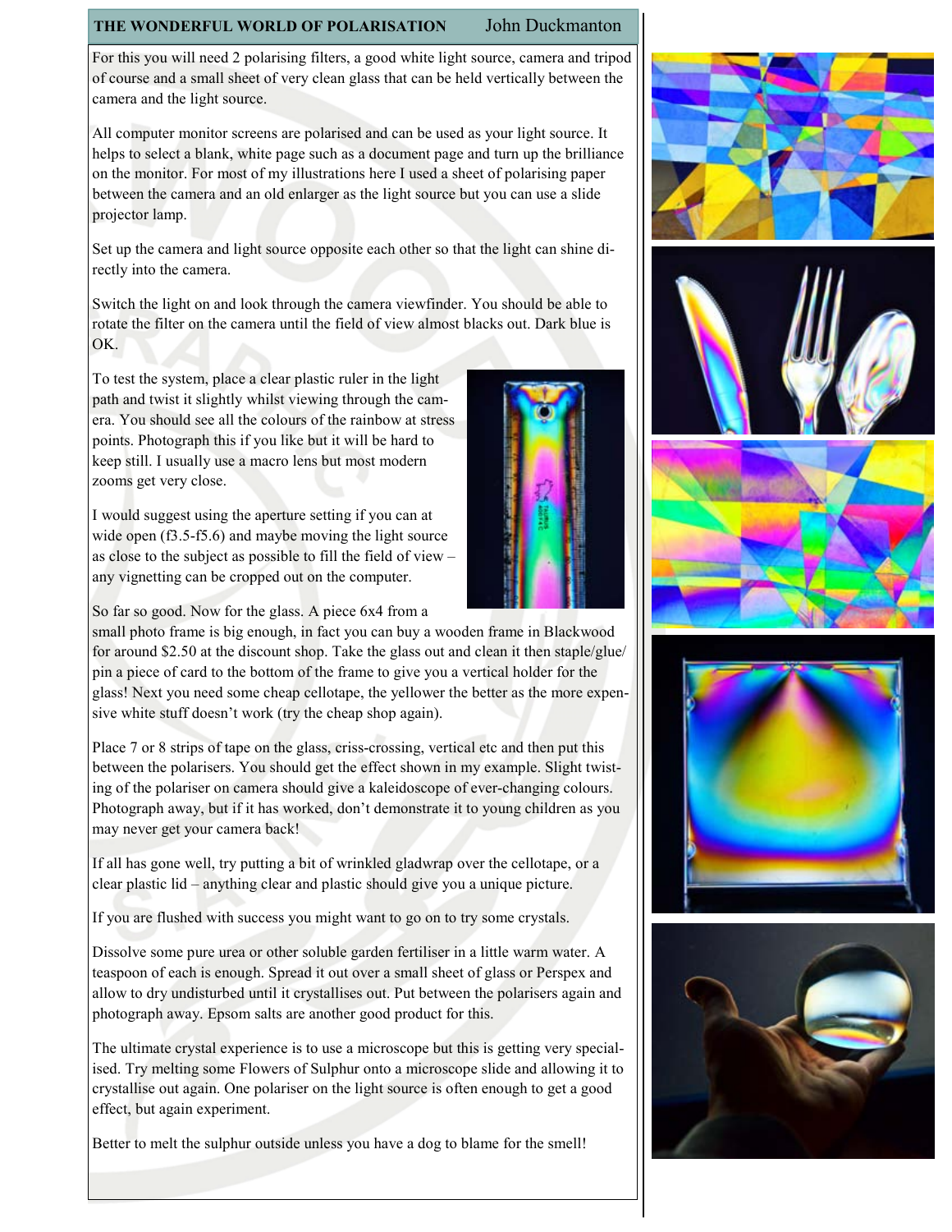## THE WONDERFUL WORLD OF POLARISATION

John Duckmanton

For this you will need 2 polarising filters, a good white light source, camera and tripod of course and a small sheet of very clean glass that can be held vertically between the camera and the light source.

All computer monitor screens are polarised and can be used as your light source. It helps to select a blank, white page such as a document page and turn up the brilliance on the monitor. For most of my illustrations here I used a sheet of polarising paper between the camera and an old enlarger as the light source but you can use a slide projector lamp.

Set up the camera and light source opposite each other so that the light can shine directly into the camera.

Switch the light on and look through the camera viewfinder. You should be able to rotate the filter on the camera until the field of view almost blacks out. Dark blue is OK.

To test the system, place a clear plastic ruler in the light path and twist it slightly whilst viewing through the camera. You should see all the colours of the rainbow at stress points. Photograph this if you like but it will be hard to keep still. I usually use a macro lens but most modern zooms get very close.

I would suggest using the aperture setting if you can at wide open (f3.5-f5.6) and maybe moving the light source as close to the subject as possible to fill the field of view – any vignetting can be cropped out on the computer.

So far so good. Now for the glass. A piece 6x4 from a small photo frame is big enough, in fact you can buy a wooden frame in Blackwood for around $2.50 at the discount shop. Take the glass out and clean it then staple/glue/pin a piece of card to the bottom of the frame to give you a vertical holder for the glass! Next you need some cheap cellotape, the yellower the better as the more expensive white stuff doesn't work (try the cheap shop again).

Place 7 or 8 strips of tape on the glass, criss-crossing, vertical etc and then put this between the polarisers. You should get the effect shown in my example. Slight twisting of the polariser on camera should give a kaleidoscope of ever-changing colours. Photograph away, but if it has worked, don't demonstrate it to young children as you may never get your camera back!

If all has gone well, try putting a bit of wrinkled gladwrap over the cellotape, or a clear plastic lid – anything clear and plastic should give you a unique picture.

If you are flushed with success you might want to go on to try some crystals.

Dissolve some pure urea or other soluble garden fertiliser in a little warm water. A teaspoon of each is enough. Spread it out over a small sheet of glass or Perspex and allow to dry undisturbed until it crystallises out. Put between the polarisers again and photograph away. Epsom salts are another good product for this.

The ultimate crystal experience is to use a microscope but this is getting very specialised. Try melting some Flowers of Sulphur onto a microscope slide and allowing it to crystallise out again. One polariser on the light source is often enough to get a good effect, but again experiment.

Better to melt the sulphur outside unless you have a dog to blame for the smell!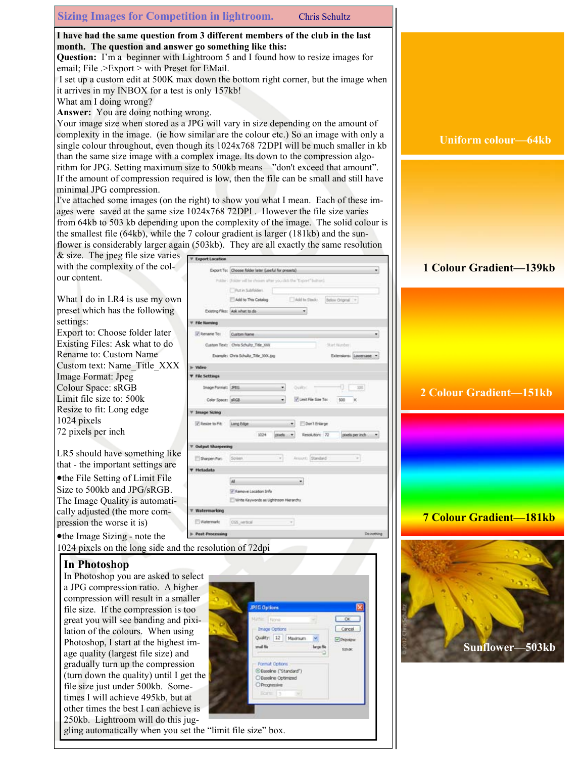## Sizing Images for Competition in lightroom.

Chris Schultz

**I have had the same question from 3 different members of the club in the last month. The question and answer go something like this:**

**Question:** I'm a beginner with Lightroom 5 and I found how to resize images for email; File .>Export > with Preset for EMail.

I set up a custom edit at 500K max down the bottom right corner, but the image when it arrives in my INBOX for a test is only 157kb!

What am I doing wrong?

**Answer:** You are doing nothing wrong.

Your image size when stored as a JPG will vary in size depending on the amount of complexity in the image. (ie how similar are the colour etc.) So an image with only a single colour throughout, even though its 1024x768 72DPI will be much smaller in kb than the same size image with a complex image. Its down to the compression algorithm for JPG. Setting maximum size to 500kb means—"don't exceed that amount". If the amount of compression required is low, then the file can be small and still have minimal JPG compression.

I've attached some images (on the right) to show you what I mean. Each of these images were saved at the same size 1024x768 72DPI . However the file size varies from 64kb to 503 kb depending upon the complexity of the image. The solid colour is the smallest file (64kb), while the 7 colour gradient is larger (181kb) and the sunflower is considerably larger again (503kb). They are all exactly the same resolution & size. The jpeg file size varies with the complexity of the colour content.

What I do in LR4 is use my own preset which has the following settings:

Export to: Choose folder later
Existing Files: Ask what to do
Rename to: Custom Name
Custom text: Name_Title_XXX
Image Format: Jpeg
Colour Space: sRGB
Limit file size to: 500k
Resize to fit: Long edge
1024 pixels
72 pixels per inch

LR5 should have something like that - the important settings are

- the File Setting of Limit File Size to 500kb and JPG/sRGB. The Image Quality is automatically adjusted (the more compression the worse it is)
- the Image Sizing - note the 1024 pixels on the long side and the resolution of 72dpi

### In Photoshop

In Photoshop you are asked to select a JPG compression ratio. A higher compression will result in a smaller file size. If the compression is too great you will see banding and pixilation of the colours. When using Photoshop, I start at the highest image quality (largest file size) and gradually turn up the compression (turn down the quality) until I get the file size just under 500kb. Sometimes I will achieve 495kb, but at other times the best I can achieve is 250kb. Lightroom will do this juggling automatically when you set the "limit file size" box.

Uniform colour—64kb

1 Colour Gradient—139kb

2 Colour Gradient—151kb

7 Colour Gradient—181kb

Sunflower—503kb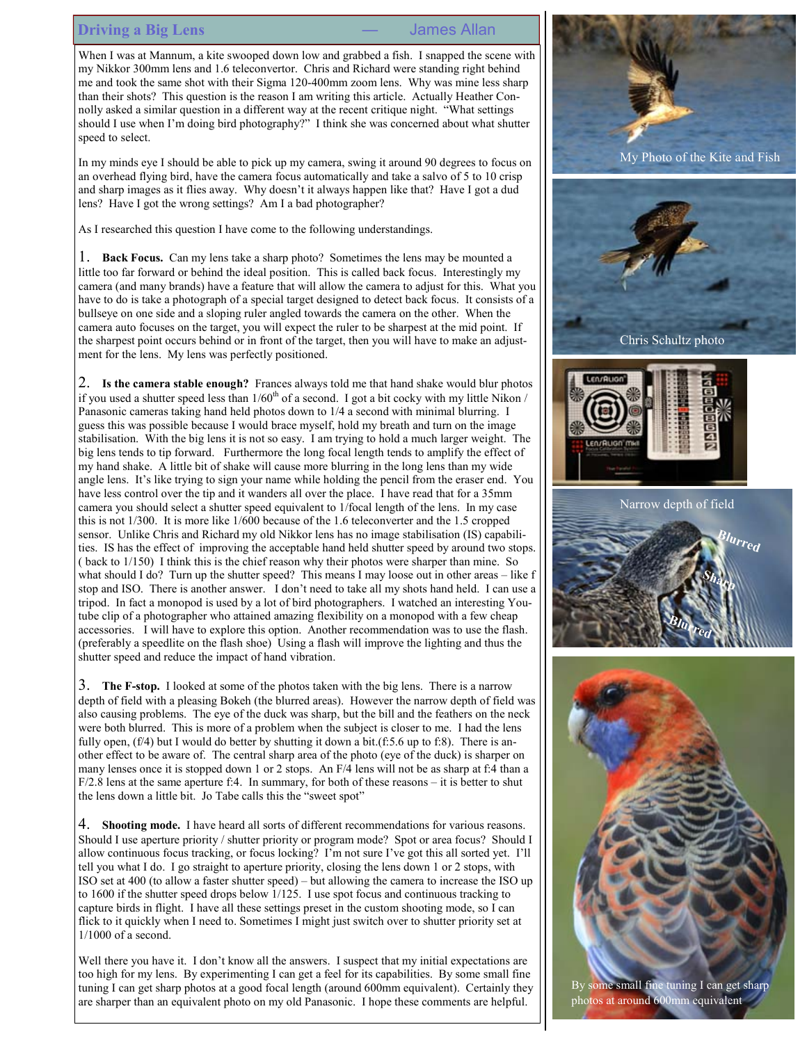## Driving a Big Lens — James Allan

When I was at Mannum, a kite swooped down low and grabbed a fish. I snapped the scene with my Nikkor 300mm lens and 1.6 teleconvertor. Chris and Richard were standing right behind me and took the same shot with their Sigma 120-400mm zoom lens. Why was mine less sharp than their shots? This question is the reason I am writing this article. Actually Heather Connolly asked a similar question in a different way at the recent critique night. "What settings should I use when I'm doing bird photography?" I think she was concerned about what shutter speed to select.

In my minds eye I should be able to pick up my camera, swing it around 90 degrees to focus on an overhead flying bird, have the camera focus automatically and take a salvo of 5 to 10 crisp and sharp images as it flies away. Why doesn't it always happen like that? Have I got a dud lens? Have I got the wrong settings? Am I a bad photographer?

As I researched this question I have come to the following understandings.

1. **Back Focus.** Can my lens take a sharp photo? Sometimes the lens may be mounted a little too far forward or behind the ideal position. This is called back focus. Interestingly my camera (and many brands) have a feature that will allow the camera to adjust for this. What you have to do is take a photograph of a special target designed to detect back focus. It consists of a bullseye on one side and a sloping ruler angled towards the camera on the other. When the camera auto focuses on the target, you will expect the ruler to be sharpest at the mid point. If the sharpest point occurs behind or in front of the target, then you will have to make an adjustment for the lens. My lens was perfectly positioned.

2. **Is the camera stable enough?** Frances always told me that hand shake would blur photos if you used a shutter speed less than 1/60th of a second. I got a bit cocky with my little Nikon / Panasonic cameras taking hand held photos down to 1/4 a second with minimal blurring. I guess this was possible because I would brace myself, hold my breath and turn on the image stabilisation. With the big lens it is not so easy. I am trying to hold a much larger weight. The big lens tends to tip forward. Furthermore the long focal length tends to amplify the effect of my hand shake. A little bit of shake will cause more blurring in the long lens than my wide angle lens. It's like trying to sign your name while holding the pencil from the eraser end. You have less control over the tip and it wanders all over the place. I have read that for a 35mm camera you should select a shutter speed equivalent to 1/focal length of the lens. In my case this is not 1/300. It is more like 1/600 because of the 1.6 teleconverter and the 1.5 cropped sensor. Unlike Chris and Richard my old Nikkor lens has no image stabilisation (IS) capabilities. IS has the effect of improving the acceptable hand held shutter speed by around two stops. ( back to 1/150) I think this is the chief reason why their photos were sharper than mine. So what should I do? Turn up the shutter speed? This means I may loose out in other areas – like f stop and ISO. There is another answer. I don't need to take all my shots hand held. I can use a tripod. In fact a monopod is used by a lot of bird photographers. I watched an interesting Youtube clip of a photographer who attained amazing flexibility on a monopod with a few cheap accessories. I will have to explore this option. Another recommendation was to use the flash. (preferably a speedlite on the flash shoe) Using a flash will improve the lighting and thus the shutter speed and reduce the impact of hand vibration.

3. **The F-stop.** I looked at some of the photos taken with the big lens. There is a narrow depth of field with a pleasing Bokeh (the blurred areas). However the narrow depth of field was also causing problems. The eye of the duck was sharp, but the bill and the feathers on the neck were both blurred. This is more of a problem when the subject is closer to me. I had the lens fully open, (f/4) but I would do better by shutting it down a bit.(f:5.6 up to f:8). There is another effect to be aware of. The central sharp area of the photo (eye of the duck) is sharper on many lenses once it is stopped down 1 or 2 stops. An F/4 lens will not be as sharp at f:4 than a F/2.8 lens at the same aperture f:4. In summary, for both of these reasons – it is better to shut the lens down a little bit. Jo Tabe calls this the "sweet spot"

4. **Shooting mode.** I have heard all sorts of different recommendations for various reasons. Should I use aperture priority / shutter priority or program mode? Spot or area focus? Should I allow continuous focus tracking, or focus locking? I'm not sure I've got this all sorted yet. I'll tell you what I do. I go straight to aperture priority, closing the lens down 1 or 2 stops, with ISO set at 400 (to allow a faster shutter speed) – but allowing the camera to increase the ISO up to 1600 if the shutter speed drops below 1/125. I use spot focus and continuous tracking to capture birds in flight. I have all these settings preset in the custom shooting mode, so I can flick to it quickly when I need to. Sometimes I might just switch over to shutter priority set at 1/1000 of a second.

Well there you have it. I don't know all the answers. I suspect that my initial expectations are too high for my lens. By experimenting I can get a feel for its capabilities. By some small fine tuning I can get sharp photos at a good focal length (around 600mm equivalent). Certainly they are sharper than an equivalent photo on my old Panasonic. I hope these comments are helpful.

My Photo of the Kite and Fish

Chris Schultz photo

Narrow depth of field

Blurred

Sharp

Blurred

By some small fine tuning I can get sharp photos at around 600mm equivalent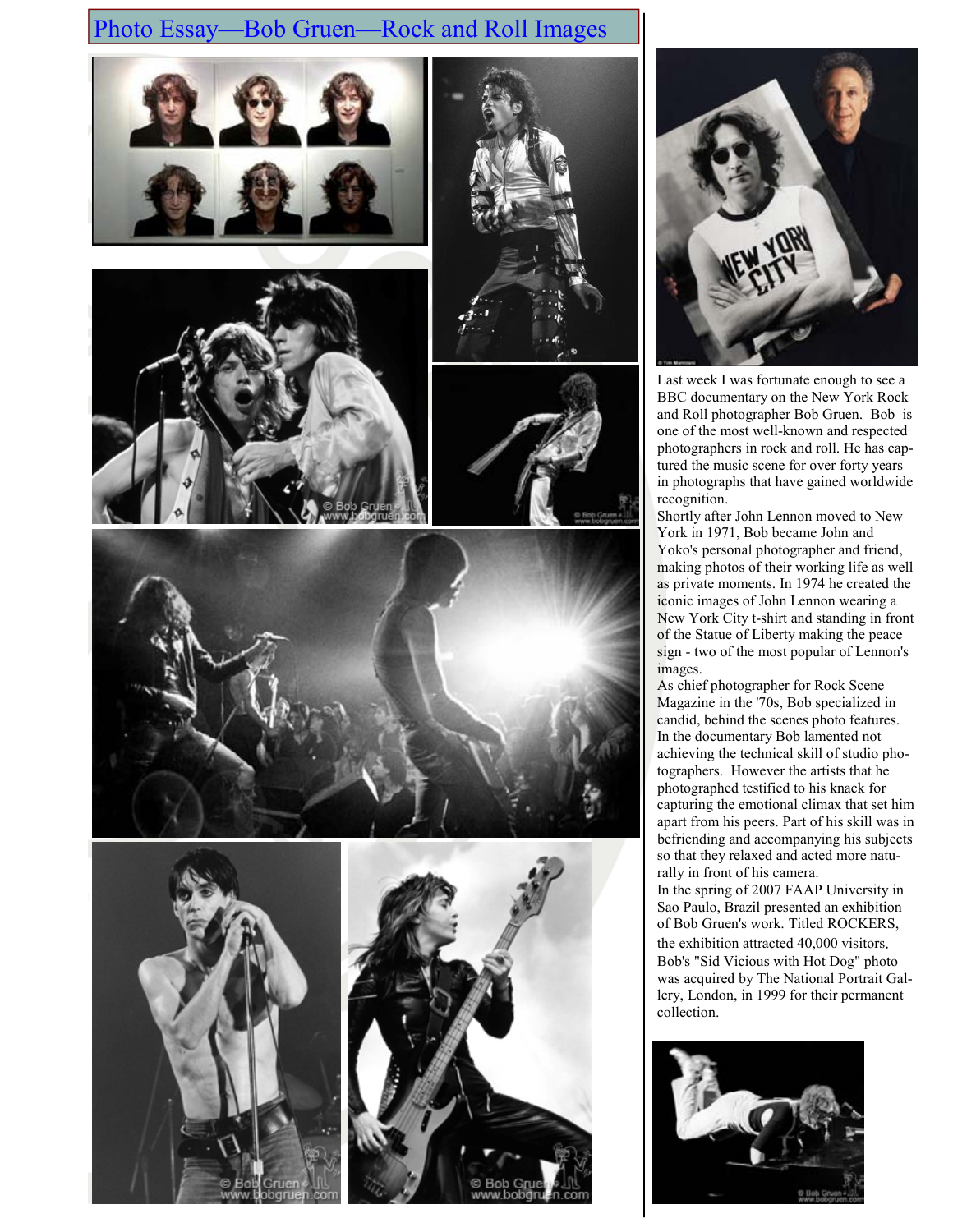# Photo Essay—Bob Gruen—Rock and Roll Images

Last week I was fortunate enough to see a BBC documentary on the New York Rock and Roll photographer Bob Gruen. Bob is one of the most well-known and respected photographers in rock and roll. He has captured the music scene for over forty years in photographs that have gained worldwide recognition.

Shortly after John Lennon moved to New York in 1971, Bob became John and Yoko's personal photographer and friend, making photos of their working life as well as private moments. In 1974 he created the iconic images of John Lennon wearing a New York City t-shirt and standing in front of the Statue of Liberty making the peace sign - two of the most popular of Lennon's images.

As chief photographer for Rock Scene Magazine in the '70s, Bob specialized in candid, behind the scenes photo features. In the documentary Bob lamented not achieving the technical skill of studio photographers. However the artists that he photographed testified to his knack for capturing the emotional climax that set him apart from his peers. Part of his skill was in befriending and accompanying his subjects so that they relaxed and acted more naturally in front of his camera.

In the spring of 2007 FAAP University in Sao Paulo, Brazil presented an exhibition of Bob Gruen's work. Titled ROCKERS, the exhibition attracted 40,000 visitors. Bob's "Sid Vicious with Hot Dog" photo was acquired by The National Portrait Gallery, London, in 1999 for their permanent collection.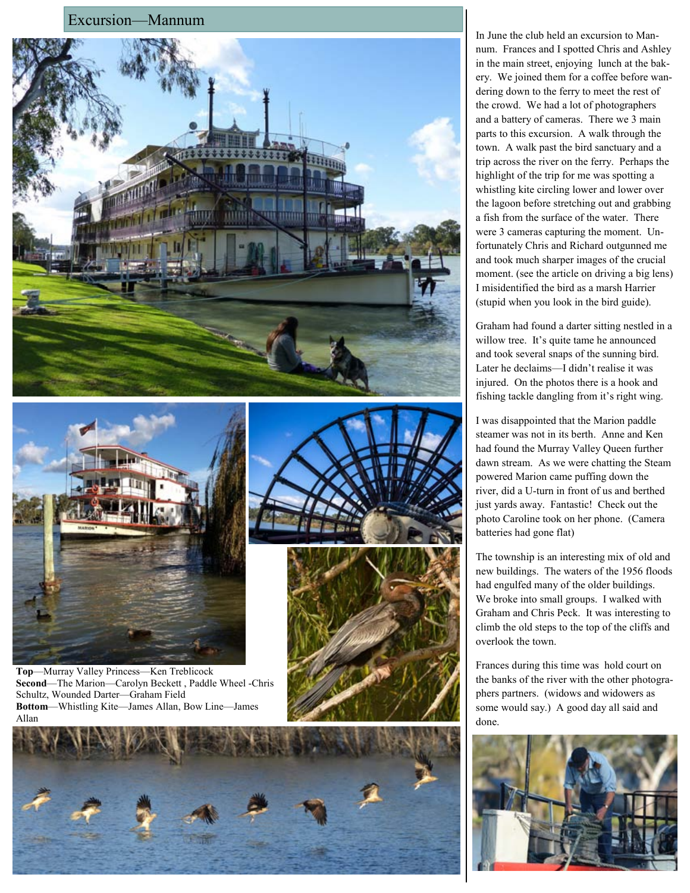## Excursion—Mannum

**Top**—Murray Valley Princess—Ken Treblicock
**Second**—The Marion—Carolyn Beckett , Paddle Wheel -Chris Schultz, Wounded Darter—Graham Field
**Bottom**—Whistling Kite—James Allan, Bow Line—James Allan

In June the club held an excursion to Mannum. Frances and I spotted Chris and Ashley in the main street, enjoying lunch at the bakery. We joined them for a coffee before wandering down to the ferry to meet the rest of the crowd. We had a lot of photographers and a battery of cameras. There we 3 main parts to this excursion. A walk through the town. A walk past the bird sanctuary and a trip across the river on the ferry. Perhaps the highlight of the trip for me was spotting a whistling kite circling lower and lower over the lagoon before stretching out and grabbing a fish from the surface of the water. There were 3 cameras capturing the moment. Unfortunately Chris and Richard outgunned me and took much sharper images of the crucial moment. (see the article on driving a big lens) I misidentified the bird as a marsh Harrier (stupid when you look in the bird guide).

Graham had found a darter sitting nestled in a willow tree. It's quite tame he announced and took several snaps of the sunning bird. Later he declaims—I didn't realise it was injured. On the photos there is a hook and fishing tackle dangling from it's right wing.

I was disappointed that the Marion paddle steamer was not in its berth. Anne and Ken had found the Murray Valley Queen further dawn stream. As we were chatting the Steam powered Marion came puffing down the river, did a U-turn in front of us and berthed just yards away. Fantastic! Check out the photo Caroline took on her phone. (Camera batteries had gone flat)

The township is an interesting mix of old and new buildings. The waters of the 1956 floods had engulfed many of the older buildings. We broke into small groups. I walked with Graham and Chris Peck. It was interesting to climb the old steps to the top of the cliffs and overlook the town.

Frances during this time was hold court on the banks of the river with the other photographers partners. (widows and widowers as some would say.) A good day all said and done.